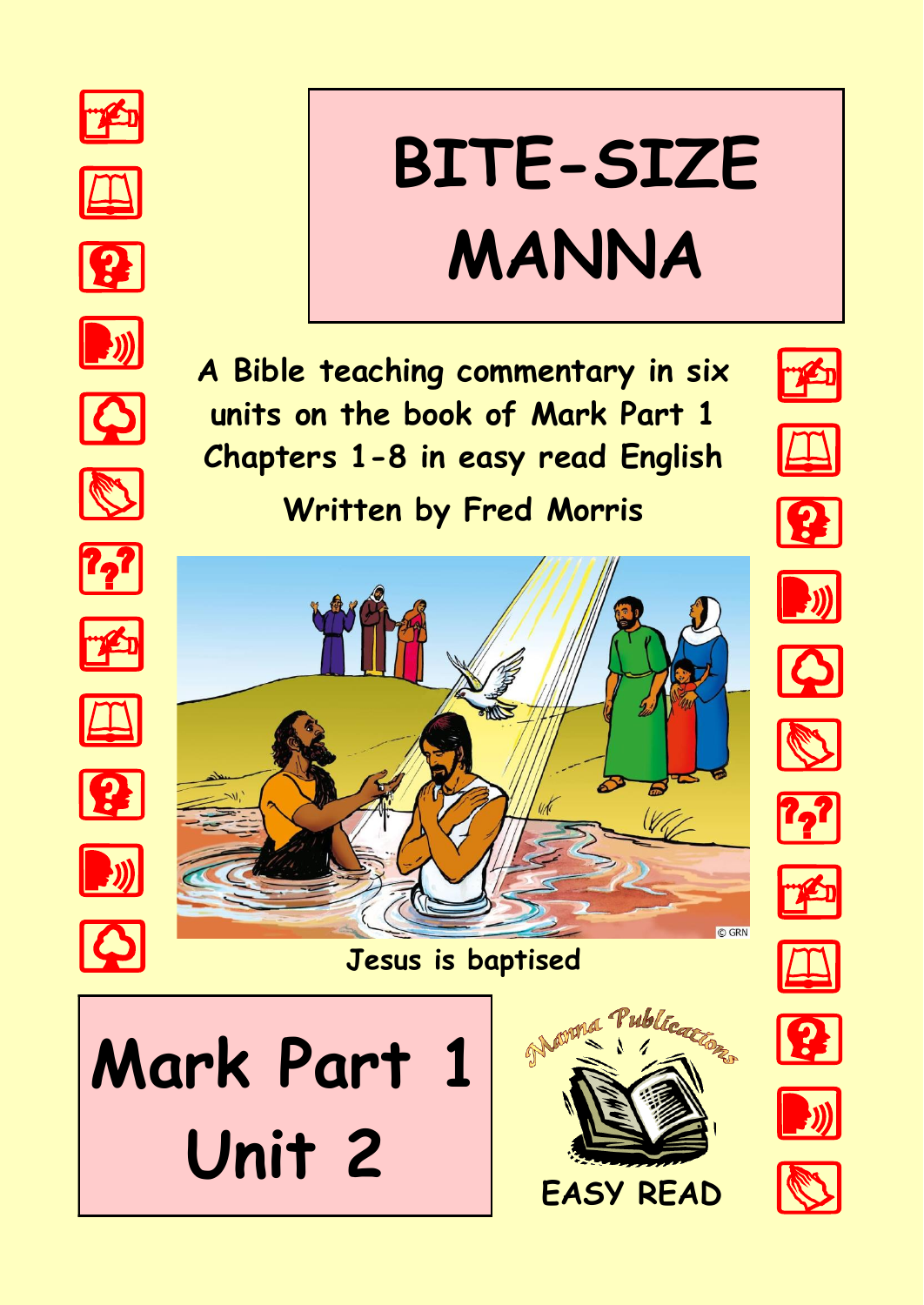# BITE-SIZE MANNA

A Bible teaching commentary in six units on the book of Mark Part 1 Chapters 1-8 in easy read English

Written by Fred Morris

Jesus is baptised

## Mark Part 1 Unit 2

Manna Publications

EASY READ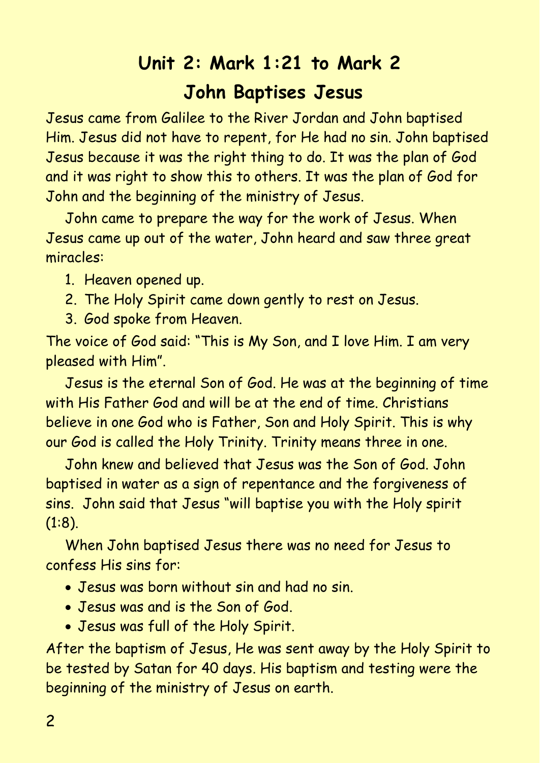# Unit 2: Mark 1:21 to Mark 2

## John Baptises Jesus

Jesus came from Galilee to the River Jordan and John baptised Him. Jesus did not have to repent, for He had no sin. John baptised Jesus because it was the right thing to do. It was the plan of God and it was right to show this to others. It was the plan of God for John and the beginning of the ministry of Jesus.

John came to prepare the way for the work of Jesus. When Jesus came up out of the water, John heard and saw three great miracles:

1. Heaven opened up.
2. The Holy Spirit came down gently to rest on Jesus.
3. God spoke from Heaven.

The voice of God said: "This is My Son, and I love Him. I am very pleased with Him".

Jesus is the eternal Son of God. He was at the beginning of time with His Father God and will be at the end of time. Christians believe in one God who is Father, Son and Holy Spirit. This is why our God is called the Holy Trinity. Trinity means three in one.

John knew and believed that Jesus was the Son of God. John baptised in water as a sign of repentance and the forgiveness of sins. John said that Jesus "will baptise you with the Holy spirit (1:8).

When John baptised Jesus there was no need for Jesus to confess His sins for:

- Jesus was born without sin and had no sin.
- Jesus was and is the Son of God.
- Jesus was full of the Holy Spirit.

After the baptism of Jesus, He was sent away by the Holy Spirit to be tested by Satan for 40 days. His baptism and testing were the beginning of the ministry of Jesus on earth.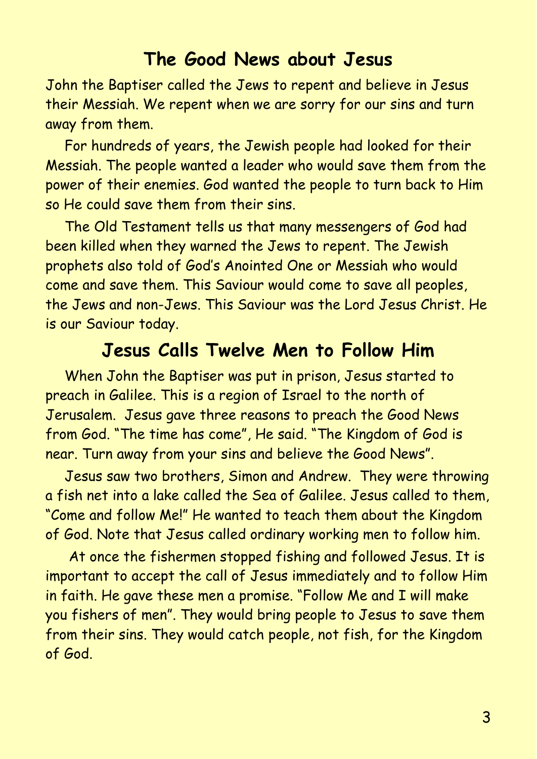## The Good News about Jesus

John the Baptiser called the Jews to repent and believe in Jesus their Messiah. We repent when we are sorry for our sins and turn away from them.

For hundreds of years, the Jewish people had looked for their Messiah. The people wanted a leader who would save them from the power of their enemies. God wanted the people to turn back to Him so He could save them from their sins.

The Old Testament tells us that many messengers of God had been killed when they warned the Jews to repent. The Jewish prophets also told of God's Anointed One or Messiah who would come and save them. This Saviour would come to save all peoples, the Jews and non-Jews. This Saviour was the Lord Jesus Christ. He is our Saviour today.

## Jesus Calls Twelve Men to Follow Him

When John the Baptiser was put in prison, Jesus started to preach in Galilee. This is a region of Israel to the north of Jerusalem. Jesus gave three reasons to preach the Good News from God. "The time has come", He said. "The Kingdom of God is near. Turn away from your sins and believe the Good News".

Jesus saw two brothers, Simon and Andrew. They were throwing a fish net into a lake called the Sea of Galilee. Jesus called to them, "Come and follow Me!" He wanted to teach them about the Kingdom of God. Note that Jesus called ordinary working men to follow him.

At once the fishermen stopped fishing and followed Jesus. It is important to accept the call of Jesus immediately and to follow Him in faith. He gave these men a promise. "Follow Me and I will make you fishers of men". They would bring people to Jesus to save them from their sins. They would catch people, not fish, for the Kingdom of God.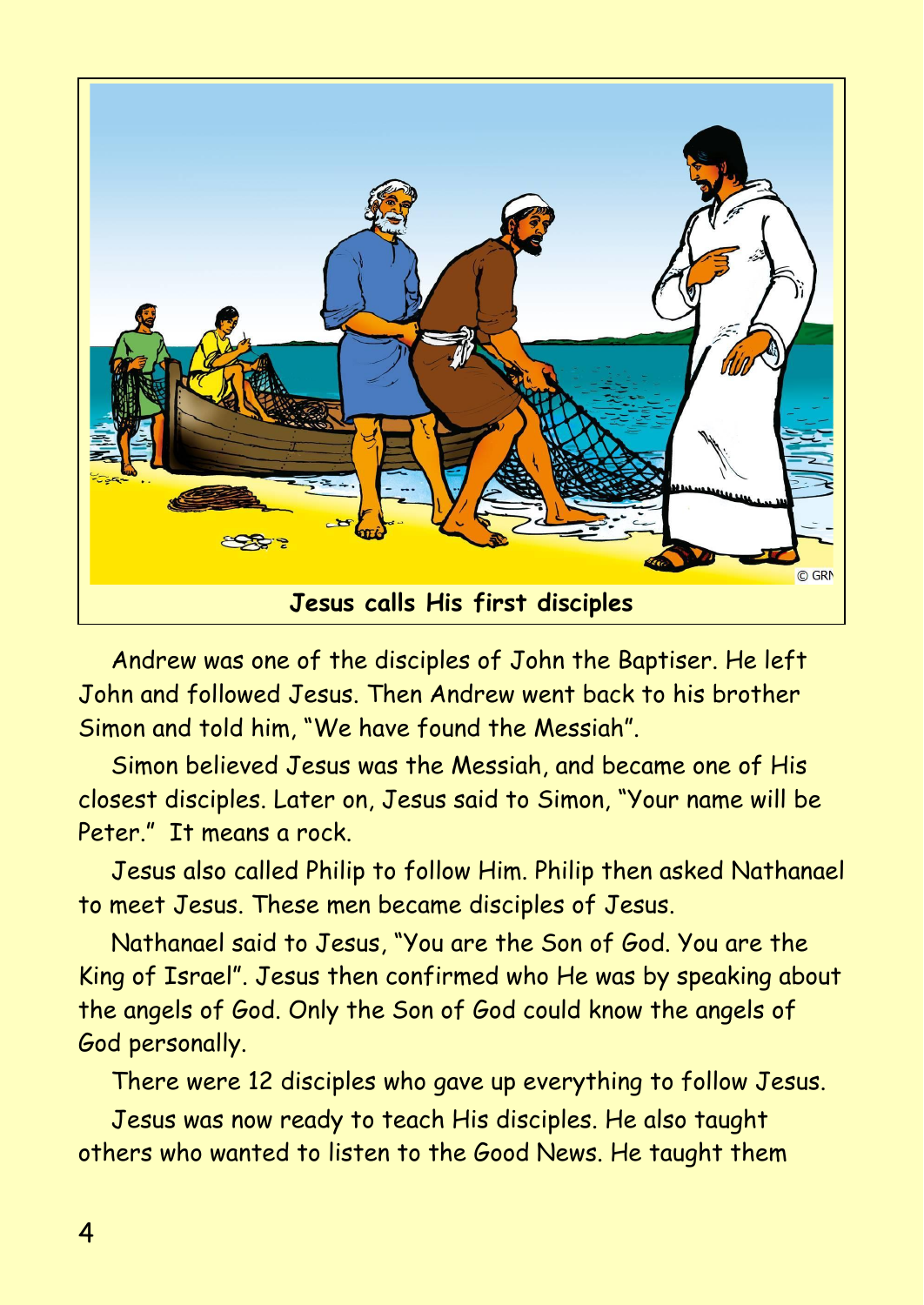**Jesus calls His first disciples**

Andrew was one of the disciples of John the Baptiser. He left John and followed Jesus. Then Andrew went back to his brother Simon and told him, "We have found the Messiah".

Simon believed Jesus was the Messiah, and became one of His closest disciples. Later on, Jesus said to Simon, "Your name will be Peter." It means a rock.

Jesus also called Philip to follow Him. Philip then asked Nathanael to meet Jesus. These men became disciples of Jesus.

Nathanael said to Jesus, "You are the Son of God. You are the King of Israel". Jesus then confirmed who He was by speaking about the angels of God. Only the Son of God could know the angels of God personally.

There were 12 disciples who gave up everything to follow Jesus.

Jesus was now ready to teach His disciples. He also taught others who wanted to listen to the Good News. He taught them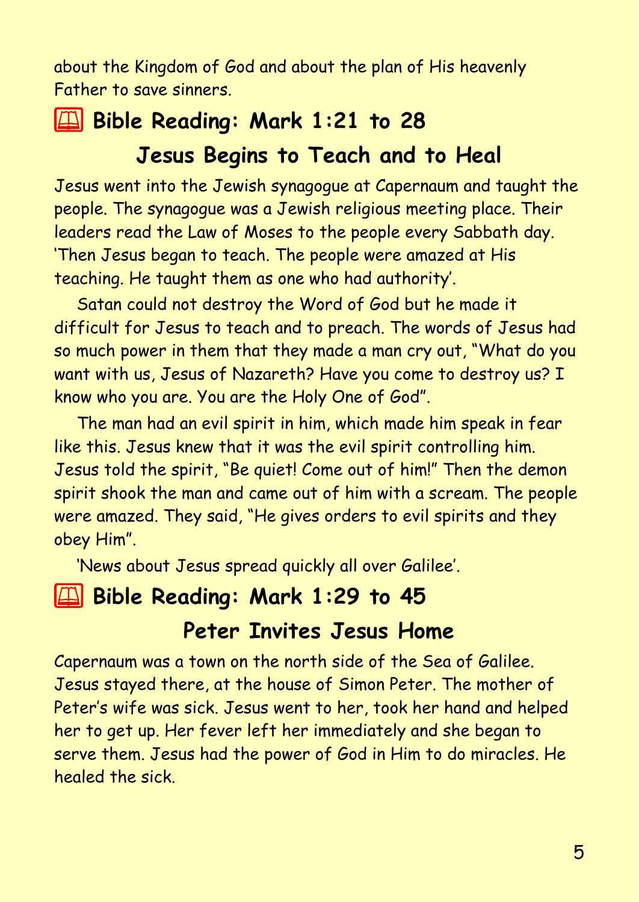about the Kingdom of God and about the plan of His heavenly Father to save sinners.

## 📖 Bible Reading: Mark 1:21 to 28

### Jesus Begins to Teach and to Heal

Jesus went into the Jewish synagogue at Capernaum and taught the people. The synagogue was a Jewish religious meeting place. Their leaders read the Law of Moses to the people every Sabbath day. 'Then Jesus began to teach. The people were amazed at His teaching. He taught them as one who had authority'.

Satan could not destroy the Word of God but he made it difficult for Jesus to teach and to preach. The words of Jesus had so much power in them that they made a man cry out, "What do you want with us, Jesus of Nazareth? Have you come to destroy us? I know who you are. You are the Holy One of God".

The man had an evil spirit in him, which made him speak in fear like this. Jesus knew that it was the evil spirit controlling him. Jesus told the spirit, "Be quiet! Come out of him!" Then the demon spirit shook the man and came out of him with a scream. The people were amazed. They said, "He gives orders to evil spirits and they obey Him".

'News about Jesus spread quickly all over Galilee'.

## 📖 Bible Reading: Mark 1:29 to 45

### Peter Invites Jesus Home

Capernaum was a town on the north side of the Sea of Galilee. Jesus stayed there, at the house of Simon Peter. The mother of Peter's wife was sick. Jesus went to her, took her hand and helped her to get up. Her fever left her immediately and she began to serve them. Jesus had the power of God in Him to do miracles. He healed the sick.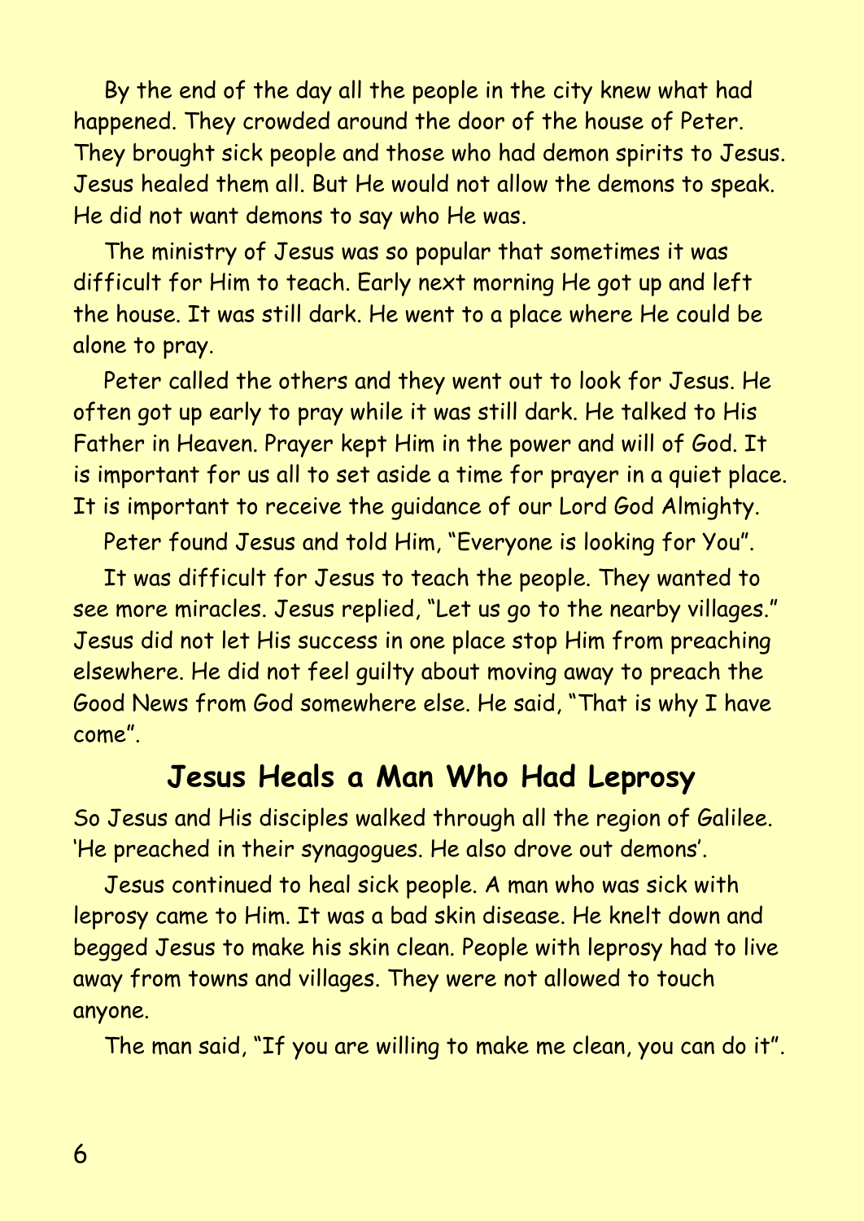By the end of the day all the people in the city knew what had happened. They crowded around the door of the house of Peter. They brought sick people and those who had demon spirits to Jesus. Jesus healed them all. But He would not allow the demons to speak. He did not want demons to say who He was.

The ministry of Jesus was so popular that sometimes it was difficult for Him to teach. Early next morning He got up and left the house. It was still dark. He went to a place where He could be alone to pray.

Peter called the others and they went out to look for Jesus. He often got up early to pray while it was still dark. He talked to His Father in Heaven. Prayer kept Him in the power and will of God. It is important for us all to set aside a time for prayer in a quiet place. It is important to receive the guidance of our Lord God Almighty.

Peter found Jesus and told Him, "Everyone is looking for You".

It was difficult for Jesus to teach the people. They wanted to see more miracles. Jesus replied, "Let us go to the nearby villages." Jesus did not let His success in one place stop Him from preaching elsewhere. He did not feel guilty about moving away to preach the Good News from God somewhere else. He said, "That is why I have come".

## Jesus Heals a Man Who Had Leprosy

So Jesus and His disciples walked through all the region of Galilee. 'He preached in their synagogues. He also drove out demons'.

Jesus continued to heal sick people. A man who was sick with leprosy came to Him. It was a bad skin disease. He knelt down and begged Jesus to make his skin clean. People with leprosy had to live away from towns and villages. They were not allowed to touch anyone.

The man said, "If you are willing to make me clean, you can do it".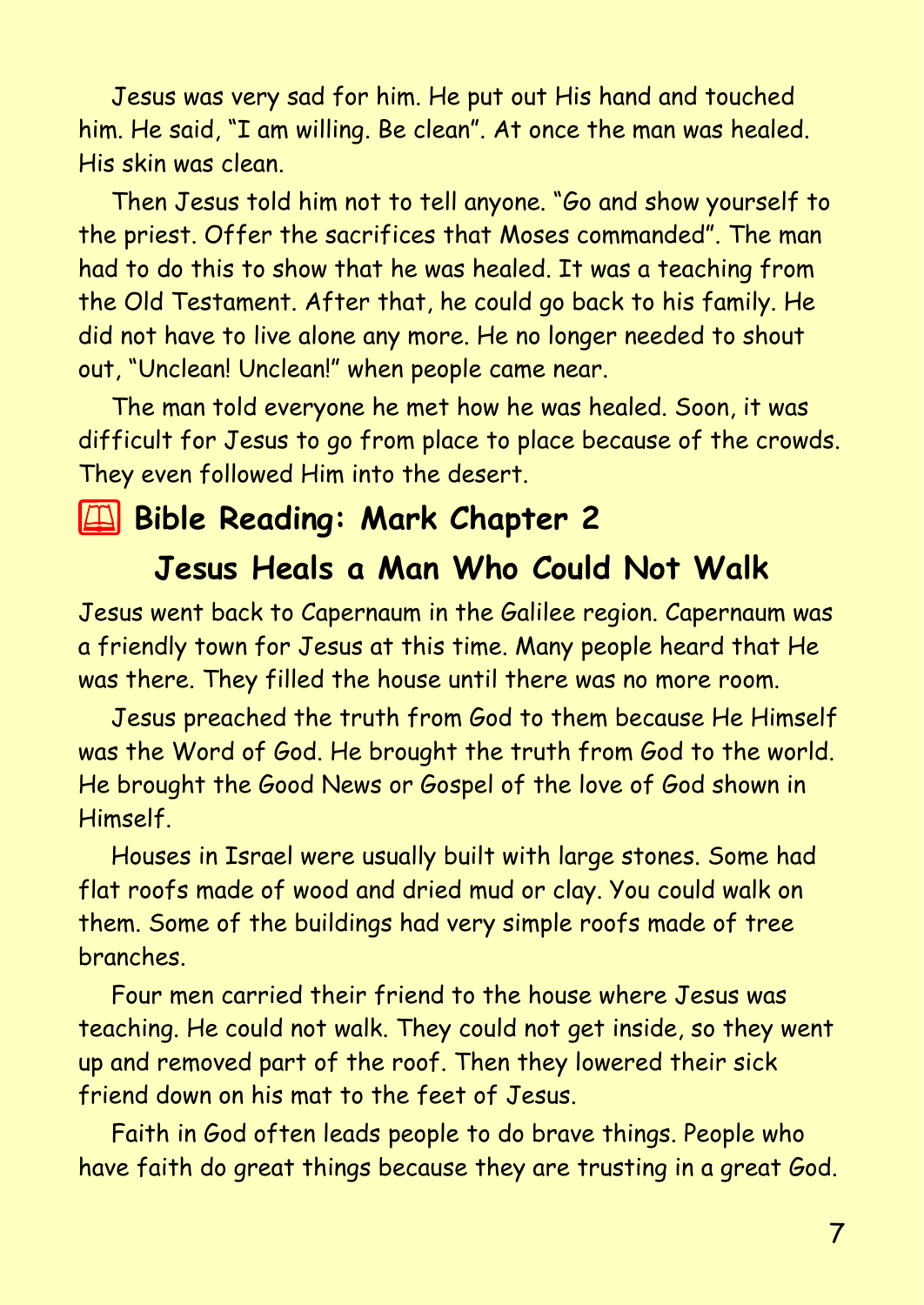Jesus was very sad for him. He put out His hand and touched him. He said, "I am willing. Be clean". At once the man was healed. His skin was clean.

Then Jesus told him not to tell anyone. "Go and show yourself to the priest. Offer the sacrifices that Moses commanded". The man had to do this to show that he was healed. It was a teaching from the Old Testament. After that, he could go back to his family. He did not have to live alone any more. He no longer needed to shout out, "Unclean! Unclean!" when people came near.

The man told everyone he met how he was healed. Soon, it was difficult for Jesus to go from place to place because of the crowds. They even followed Him into the desert.

## 📖 Bible Reading: Mark Chapter 2

## Jesus Heals a Man Who Could Not Walk

Jesus went back to Capernaum in the Galilee region. Capernaum was a friendly town for Jesus at this time. Many people heard that He was there. They filled the house until there was no more room.

Jesus preached the truth from God to them because He Himself was the Word of God. He brought the truth from God to the world. He brought the Good News or Gospel of the love of God shown in Himself.

Houses in Israel were usually built with large stones. Some had flat roofs made of wood and dried mud or clay. You could walk on them. Some of the buildings had very simple roofs made of tree branches.

Four men carried their friend to the house where Jesus was teaching. He could not walk. They could not get inside, so they went up and removed part of the roof. Then they lowered their sick friend down on his mat to the feet of Jesus.

Faith in God often leads people to do brave things. People who have faith do great things because they are trusting in a great God.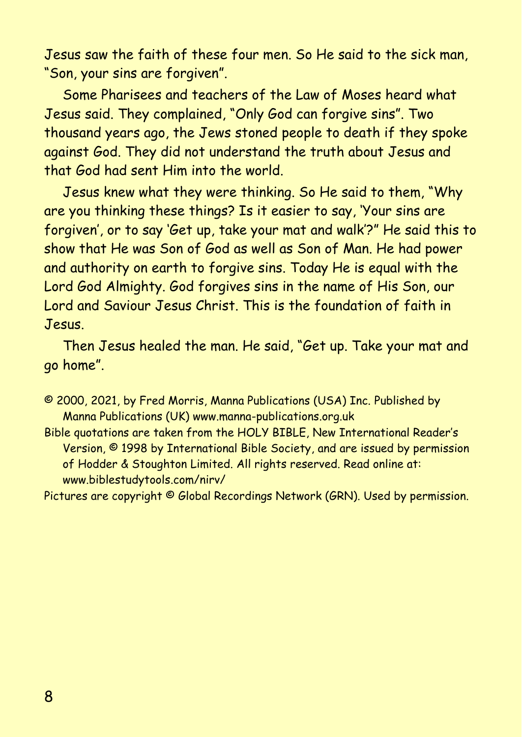Jesus saw the faith of these four men. So He said to the sick man, "Son, your sins are forgiven".

Some Pharisees and teachers of the Law of Moses heard what Jesus said. They complained, "Only God can forgive sins". Two thousand years ago, the Jews stoned people to death if they spoke against God. They did not understand the truth about Jesus and that God had sent Him into the world.

Jesus knew what they were thinking. So He said to them, "Why are you thinking these things? Is it easier to say, 'Your sins are forgiven', or to say 'Get up, take your mat and walk'?" He said this to show that He was Son of God as well as Son of Man. He had power and authority on earth to forgive sins. Today He is equal with the Lord God Almighty. God forgives sins in the name of His Son, our Lord and Saviour Jesus Christ. This is the foundation of faith in Jesus.

Then Jesus healed the man. He said, "Get up. Take your mat and go home".

© 2000, 2021, by Fred Morris, Manna Publications (USA) Inc. Published by Manna Publications (UK) www.manna-publications.org.uk

Bible quotations are taken from the HOLY BIBLE, New International Reader's Version, © 1998 by International Bible Society, and are issued by permission of Hodder & Stoughton Limited. All rights reserved. Read online at: www.biblestudytools.com/nirv/

Pictures are copyright © Global Recordings Network (GRN). Used by permission.